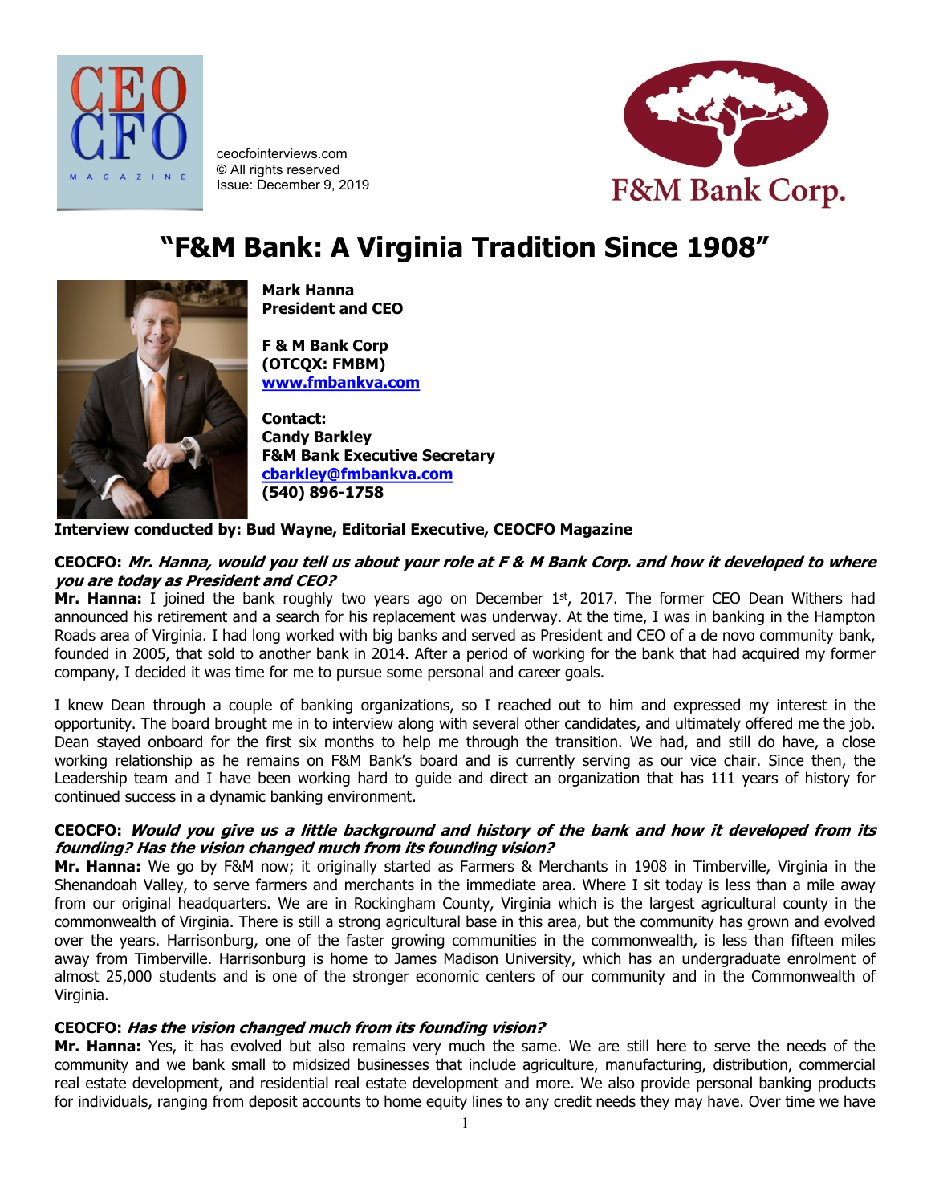ceocfointerviews.com
© All rights reserved
Issue: December 9, 2019

# "F&M Bank: A Virginia Tradition Since 1908"

**Mark Hanna**
**President and CEO**

**F & M Bank Corp**
**(OTCQX: FMBM)**
**[www.fmbankva.com](http://www.fmbankva.com)**

**Contact:**
**Candy Barkley**
**F&M Bank Executive Secretary**
**[cbarkley@fmbankva.com](mailto:cbarkley@fmbankva.com)**
**(540) 896-1758**

**Interview conducted by: Bud Wayne, Editorial Executive, CEOCFO Magazine**

**CEOCFO: *Mr. Hanna, would you tell us about your role at F & M Bank Corp. and how it developed to where you are today as President and CEO?***

**Mr. Hanna:** I joined the bank roughly two years ago on December 1st, 2017. The former CEO Dean Withers had announced his retirement and a search for his replacement was underway. At the time, I was in banking in the Hampton Roads area of Virginia. I had long worked with big banks and served as President and CEO of a de novo community bank, founded in 2005, that sold to another bank in 2014. After a period of working for the bank that had acquired my former company, I decided it was time for me to pursue some personal and career goals.

I knew Dean through a couple of banking organizations, so I reached out to him and expressed my interest in the opportunity. The board brought me in to interview along with several other candidates, and ultimately offered me the job. Dean stayed onboard for the first six months to help me through the transition. We had, and still do have, a close working relationship as he remains on F&M Bank's board and is currently serving as our vice chair. Since then, the Leadership team and I have been working hard to guide and direct an organization that has 111 years of history for continued success in a dynamic banking environment.

**CEOCFO: *Would you give us a little background and history of the bank and how it developed from its founding? Has the vision changed much from its founding vision?***

**Mr. Hanna:** We go by F&M now; it originally started as Farmers & Merchants in 1908 in Timberville, Virginia in the Shenandoah Valley, to serve farmers and merchants in the immediate area. Where I sit today is less than a mile away from our original headquarters. We are in Rockingham County, Virginia which is the largest agricultural county in the commonwealth of Virginia. There is still a strong agricultural base in this area, but the community has grown and evolved over the years. Harrisonburg, one of the faster growing communities in the commonwealth, is less than fifteen miles away from Timberville. Harrisonburg is home to James Madison University, which has an undergraduate enrolment of almost 25,000 students and is one of the stronger economic centers of our community and in the Commonwealth of Virginia.

**CEOCFO: *Has the vision changed much from its founding vision?***

**Mr. Hanna:** Yes, it has evolved but also remains very much the same. We are still here to serve the needs of the community and we bank small to midsized businesses that include agriculture, manufacturing, distribution, commercial real estate development, and residential real estate development and more. We also provide personal banking products for individuals, ranging from deposit accounts to home equity lines to any credit needs they may have. Over time we have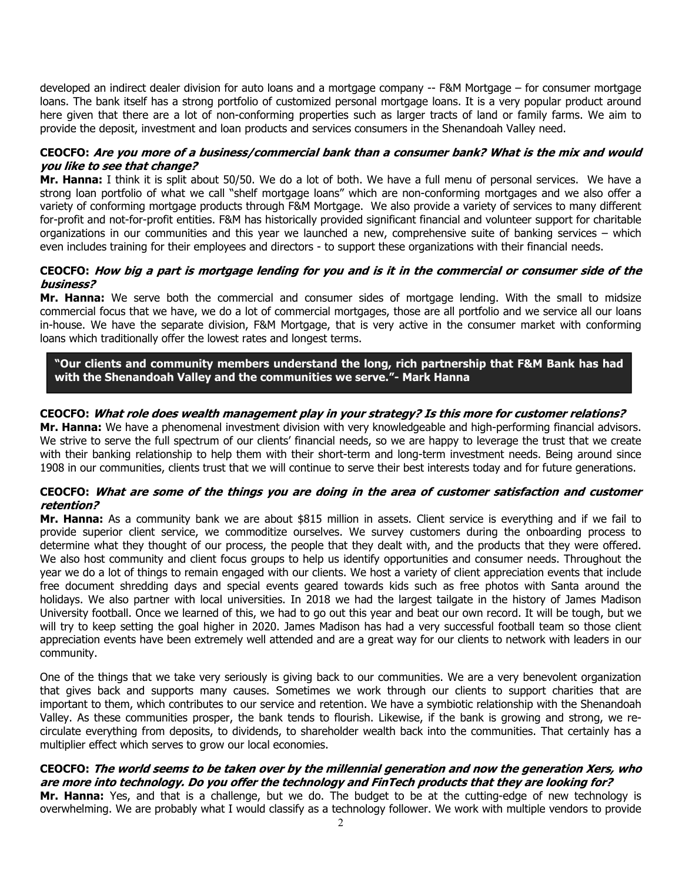developed an indirect dealer division for auto loans and a mortgage company -- F&M Mortgage – for consumer mortgage loans. The bank itself has a strong portfolio of customized personal mortgage loans. It is a very popular product around here given that there are a lot of non-conforming properties such as larger tracts of land or family farms. We aim to provide the deposit, investment and loan products and services consumers in the Shenandoah Valley need.

**CEOCFO:** ***Are you more of a business/commercial bank than a consumer bank? What is the mix and would you like to see that change?***

**Mr. Hanna:** I think it is split about 50/50. We do a lot of both. We have a full menu of personal services. We have a strong loan portfolio of what we call "shelf mortgage loans" which are non-conforming mortgages and we also offer a variety of conforming mortgage products through F&M Mortgage. We also provide a variety of services to many different for-profit and not-for-profit entities. F&M has historically provided significant financial and volunteer support for charitable organizations in our communities and this year we launched a new, comprehensive suite of banking services – which even includes training for their employees and directors - to support these organizations with their financial needs.

**CEOCFO:** ***How big a part is mortgage lending for you and is it in the commercial or consumer side of the business?***

**Mr. Hanna:** We serve both the commercial and consumer sides of mortgage lending. With the small to midsize commercial focus that we have, we do a lot of commercial mortgages, those are all portfolio and we service all our loans in-house. We have the separate division, F&M Mortgage, that is very active in the consumer market with conforming loans which traditionally offer the lowest rates and longest terms.

> **"Our clients and community members understand the long, rich partnership that F&M Bank has had with the Shenandoah Valley and the communities we serve."- Mark Hanna**

**CEOCFO:** ***What role does wealth management play in your strategy? Is this more for customer relations?***

**Mr. Hanna:** We have a phenomenal investment division with very knowledgeable and high-performing financial advisors. We strive to serve the full spectrum of our clients' financial needs, so we are happy to leverage the trust that we create with their banking relationship to help them with their short-term and long-term investment needs. Being around since 1908 in our communities, clients trust that we will continue to serve their best interests today and for future generations.

**CEOCFO:** ***What are some of the things you are doing in the area of customer satisfaction and customer retention?***

**Mr. Hanna:** As a community bank we are about $815 million in assets. Client service is everything and if we fail to provide superior client service, we commoditize ourselves. We survey customers during the onboarding process to determine what they thought of our process, the people that they dealt with, and the products that they were offered. We also host community and client focus groups to help us identify opportunities and consumer needs. Throughout the year we do a lot of things to remain engaged with our clients. We host a variety of client appreciation events that include free document shredding days and special events geared towards kids such as free photos with Santa around the holidays. We also partner with local universities. In 2018 we had the largest tailgate in the history of James Madison University football. Once we learned of this, we had to go out this year and beat our own record. It will be tough, but we will try to keep setting the goal higher in 2020. James Madison has had a very successful football team so those client appreciation events have been extremely well attended and are a great way for our clients to network with leaders in our community.

One of the things that we take very seriously is giving back to our communities. We are a very benevolent organization that gives back and supports many causes. Sometimes we work through our clients to support charities that are important to them, which contributes to our service and retention. We have a symbiotic relationship with the Shenandoah Valley. As these communities prosper, the bank tends to flourish. Likewise, if the bank is growing and strong, we re-circulate everything from deposits, to dividends, to shareholder wealth back into the communities. That certainly has a multiplier effect which serves to grow our local economies.

**CEOCFO:** ***The world seems to be taken over by the millennial generation and now the generation Xers, who are more into technology. Do you offer the technology and FinTech products that they are looking for?***

**Mr. Hanna:** Yes, and that is a challenge, but we do. The budget to be at the cutting-edge of new technology is overwhelming. We are probably what I would classify as a technology follower. We work with multiple vendors to provide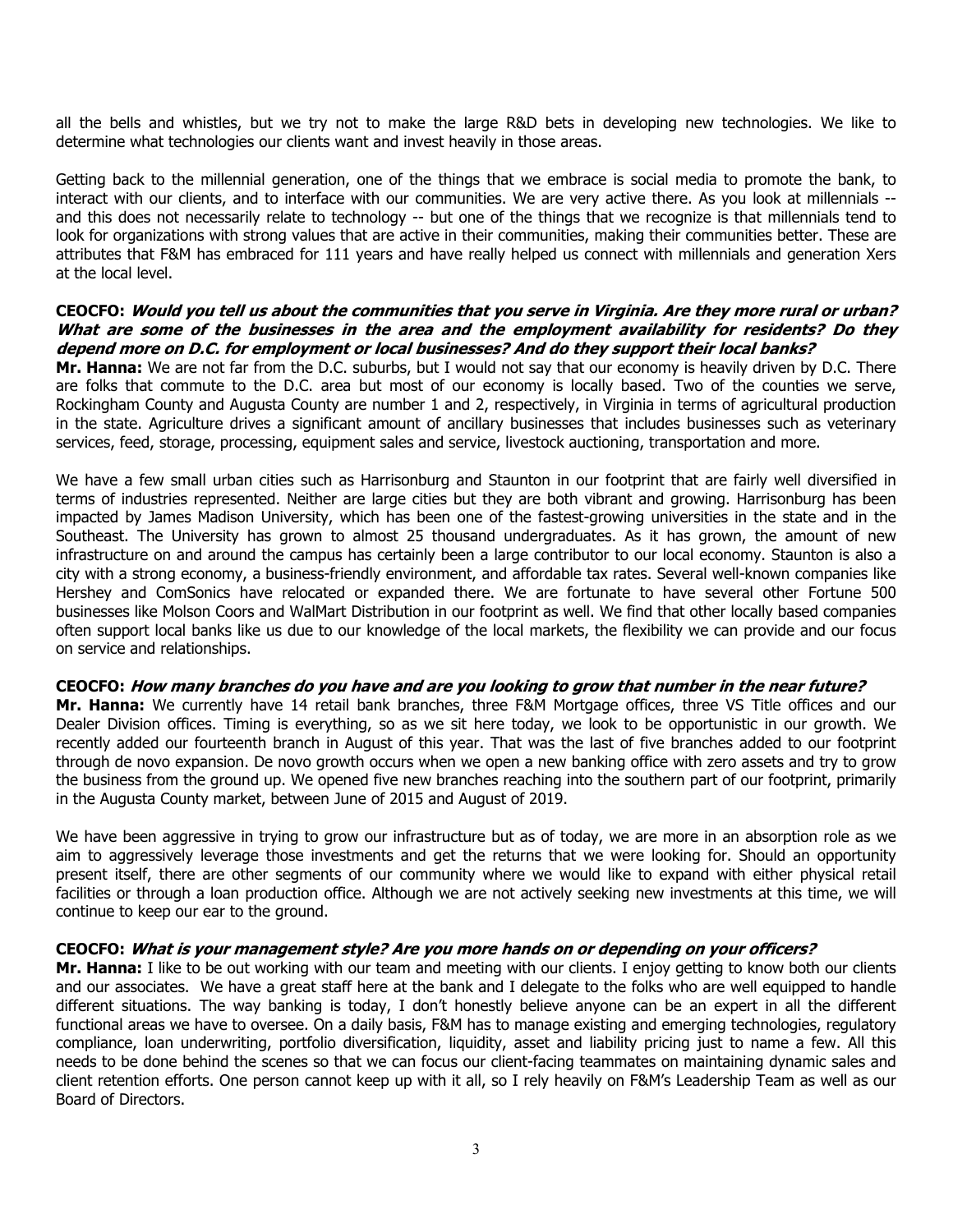all the bells and whistles, but we try not to make the large R&D bets in developing new technologies. We like to determine what technologies our clients want and invest heavily in those areas.

Getting back to the millennial generation, one of the things that we embrace is social media to promote the bank, to interact with our clients, and to interface with our communities. We are very active there. As you look at millennials -- and this does not necessarily relate to technology -- but one of the things that we recognize is that millennials tend to look for organizations with strong values that are active in their communities, making their communities better. These are attributes that F&M has embraced for 111 years and have really helped us connect with millennials and generation Xers at the local level.

**CEOCFO: *Would you tell us about the communities that you serve in Virginia. Are they more rural or urban? What are some of the businesses in the area and the employment availability for residents? Do they depend more on D.C. for employment or local businesses? And do they support their local banks?***
**Mr. Hanna:** We are not far from the D.C. suburbs, but I would not say that our economy is heavily driven by D.C. There are folks that commute to the D.C. area but most of our economy is locally based. Two of the counties we serve, Rockingham County and Augusta County are number 1 and 2, respectively, in Virginia in terms of agricultural production in the state. Agriculture drives a significant amount of ancillary businesses that includes businesses such as veterinary services, feed, storage, processing, equipment sales and service, livestock auctioning, transportation and more.

We have a few small urban cities such as Harrisonburg and Staunton in our footprint that are fairly well diversified in terms of industries represented. Neither are large cities but they are both vibrant and growing. Harrisonburg has been impacted by James Madison University, which has been one of the fastest-growing universities in the state and in the Southeast. The University has grown to almost 25 thousand undergraduates. As it has grown, the amount of new infrastructure on and around the campus has certainly been a large contributor to our local economy. Staunton is also a city with a strong economy, a business-friendly environment, and affordable tax rates. Several well-known companies like Hershey and ComSonics have relocated or expanded there. We are fortunate to have several other Fortune 500 businesses like Molson Coors and WalMart Distribution in our footprint as well. We find that other locally based companies often support local banks like us due to our knowledge of the local markets, the flexibility we can provide and our focus on service and relationships.

**CEOCFO: *How many branches do you have and are you looking to grow that number in the near future?***
**Mr. Hanna:** We currently have 14 retail bank branches, three F&M Mortgage offices, three VS Title offices and our Dealer Division offices. Timing is everything, so as we sit here today, we look to be opportunistic in our growth. We recently added our fourteenth branch in August of this year. That was the last of five branches added to our footprint through de novo expansion. De novo growth occurs when we open a new banking office with zero assets and try to grow the business from the ground up. We opened five new branches reaching into the southern part of our footprint, primarily in the Augusta County market, between June of 2015 and August of 2019.

We have been aggressive in trying to grow our infrastructure but as of today, we are more in an absorption role as we aim to aggressively leverage those investments and get the returns that we were looking for. Should an opportunity present itself, there are other segments of our community where we would like to expand with either physical retail facilities or through a loan production office. Although we are not actively seeking new investments at this time, we will continue to keep our ear to the ground.

**CEOCFO: *What is your management style? Are you more hands on or depending on your officers?***
**Mr. Hanna:** I like to be out working with our team and meeting with our clients. I enjoy getting to know both our clients and our associates. We have a great staff here at the bank and I delegate to the folks who are well equipped to handle different situations. The way banking is today, I don't honestly believe anyone can be an expert in all the different functional areas we have to oversee. On a daily basis, F&M has to manage existing and emerging technologies, regulatory compliance, loan underwriting, portfolio diversification, liquidity, asset and liability pricing just to name a few. All this needs to be done behind the scenes so that we can focus our client-facing teammates on maintaining dynamic sales and client retention efforts. One person cannot keep up with it all, so I rely heavily on F&M's Leadership Team as well as our Board of Directors.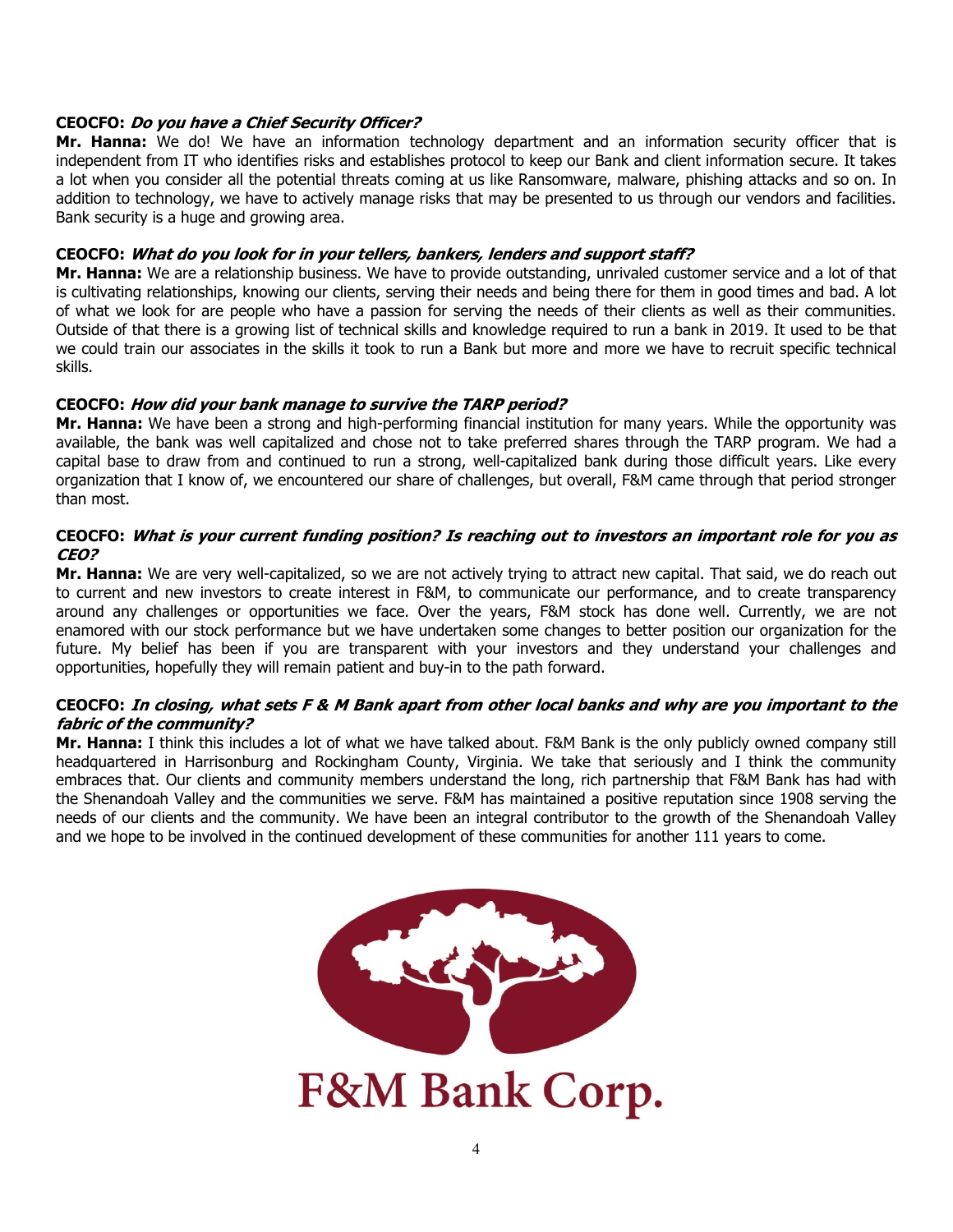**CEOCFO:** ***Do you have a Chief Security Officer?***

**Mr. Hanna:** We do! We have an information technology department and an information security officer that is independent from IT who identifies risks and establishes protocol to keep our Bank and client information secure. It takes a lot when you consider all the potential threats coming at us like Ransomware, malware, phishing attacks and so on. In addition to technology, we have to actively manage risks that may be presented to us through our vendors and facilities. Bank security is a huge and growing area.

**CEOCFO:** ***What do you look for in your tellers, bankers, lenders and support staff?***

**Mr. Hanna:** We are a relationship business. We have to provide outstanding, unrivaled customer service and a lot of that is cultivating relationships, knowing our clients, serving their needs and being there for them in good times and bad. A lot of what we look for are people who have a passion for serving the needs of their clients as well as their communities. Outside of that there is a growing list of technical skills and knowledge required to run a bank in 2019. It used to be that we could train our associates in the skills it took to run a Bank but more and more we have to recruit specific technical skills.

**CEOCFO:** ***How did your bank manage to survive the TARP period?***

**Mr. Hanna:** We have been a strong and high-performing financial institution for many years. While the opportunity was available, the bank was well capitalized and chose not to take preferred shares through the TARP program. We had a capital base to draw from and continued to run a strong, well-capitalized bank during those difficult years. Like every organization that I know of, we encountered our share of challenges, but overall, F&M came through that period stronger than most.

**CEOCFO:** ***What is your current funding position? Is reaching out to investors an important role for you as CEO?***

**Mr. Hanna:** We are very well-capitalized, so we are not actively trying to attract new capital. That said, we do reach out to current and new investors to create interest in F&M, to communicate our performance, and to create transparency around any challenges or opportunities we face. Over the years, F&M stock has done well. Currently, we are not enamored with our stock performance but we have undertaken some changes to better position our organization for the future. My belief has been if you are transparent with your investors and they understand your challenges and opportunities, hopefully they will remain patient and buy-in to the path forward.

**CEOCFO:** ***In closing, what sets F & M Bank apart from other local banks and why are you important to the fabric of the community?***

**Mr. Hanna:** I think this includes a lot of what we have talked about. F&M Bank is the only publicly owned company still headquartered in Harrisonburg and Rockingham County, Virginia. We take that seriously and I think the community embraces that. Our clients and community members understand the long, rich partnership that F&M Bank has had with the Shenandoah Valley and the communities we serve. F&M has maintained a positive reputation since 1908 serving the needs of our clients and the community. We have been an integral contributor to the growth of the Shenandoah Valley and we hope to be involved in the continued development of these communities for another 111 years to come.

F&M Bank Corp.